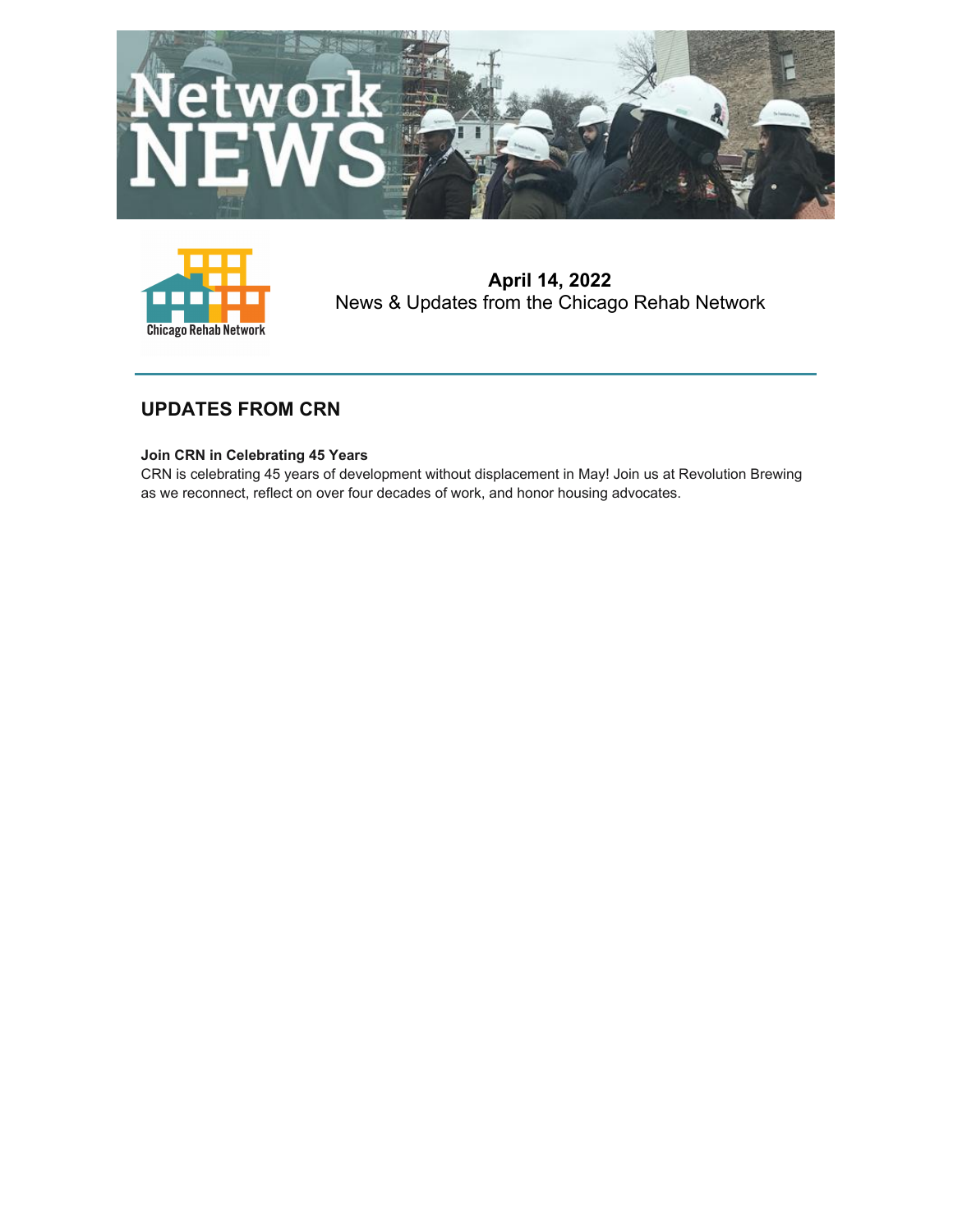# Network NEWS

**April 14, 2022**
News & Updates from the Chicago Rehab Network

## UPDATES FROM CRN

**Join CRN in Celebrating 45 Years**
CRN is celebrating 45 years of development without displacement in May! Join us at Revolution Brewing as we reconnect, reflect on over four decades of work, and honor housing advocates.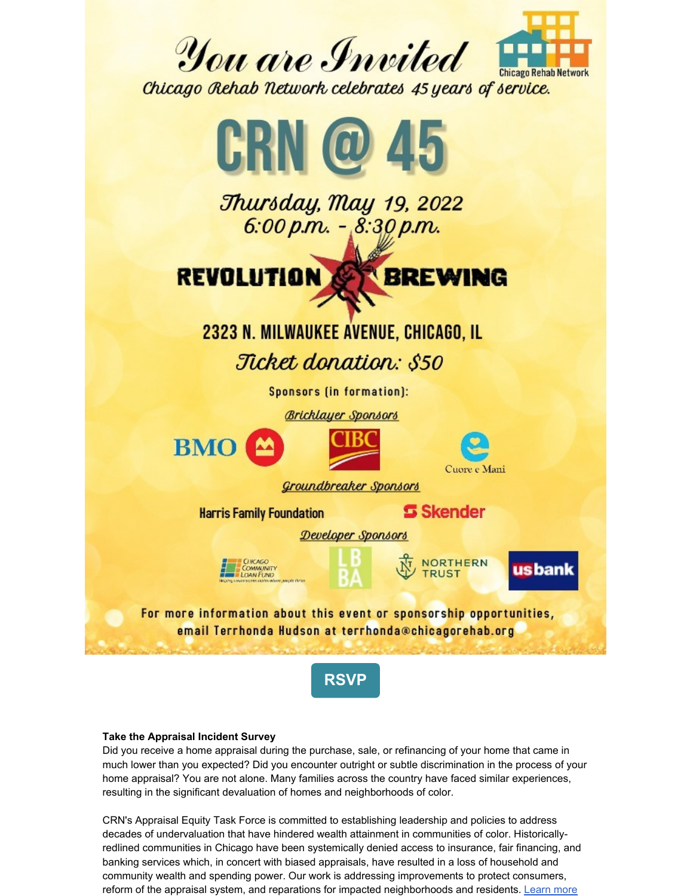# You are Invited

Chicago Rehab Network

*Chicago Rehab Network celebrates 45 years of service.*

# CRN @ 45

*Thursday, May 19, 2022*
*6:00 p.m. - 8:30 p.m.*

REVOLUTION BREWING

2323 N. MILWAUKEE AVENUE, CHICAGO, IL

*Ticket donation: $50*

Sponsors (in formation):

*Bricklayer Sponsors*

BMO | CIBC | Cuore e Mani

*Groundbreaker Sponsors*

Harris Family Foundation | Skender

*Developer Sponsors*

Chicago Community Loan Fund | LBBA | Northern Trust | us bank

For more information about this event or sponsorship opportunities, email Terrhonda Hudson at terrhonda@chicagorehab.org

RSVP

**Take the Appraisal Incident Survey**
Did you receive a home appraisal during the purchase, sale, or refinancing of your home that came in much lower than you expected? Did you encounter outright or subtle discrimination in the process of your home appraisal? You are not alone. Many families across the country have faced similar experiences, resulting in the significant devaluation of homes and neighborhoods of color.

CRN's Appraisal Equity Task Force is committed to establishing leadership and policies to address decades of undervaluation that have hindered wealth attainment in communities of color. Historically-redlined communities in Chicago have been systemically denied access to insurance, fair financing, and banking services which, in concert with biased appraisals, have resulted in a loss of household and community wealth and spending power. Our work is addressing improvements to protect consumers, reform of the appraisal system, and reparations for impacted neighborhoods and residents. Learn more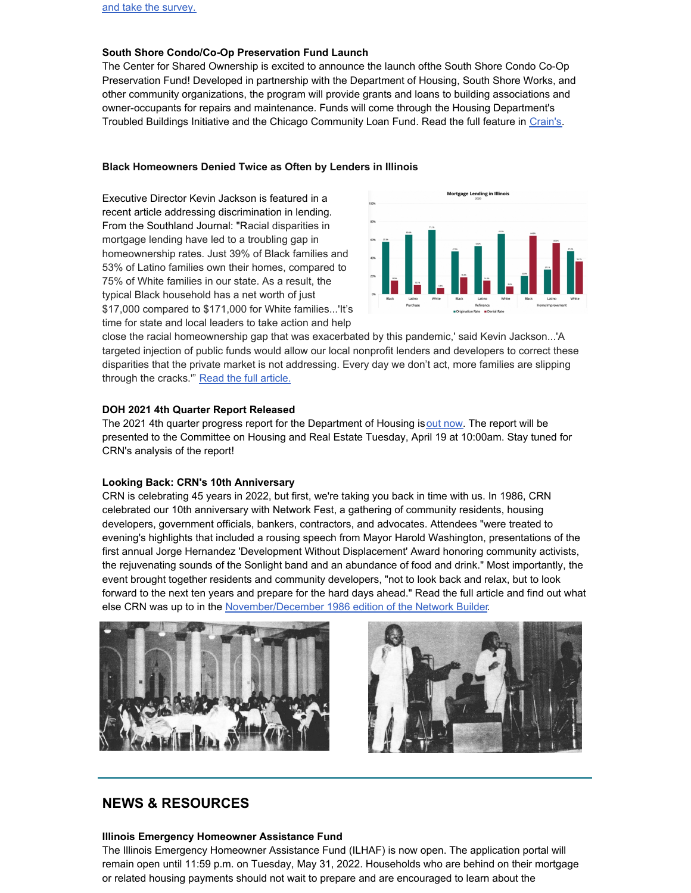[and take the survey.]

**South Shore Condo/Co-Op Preservation Fund Launch**
The Center for Shared Ownership is excited to announce the launch ofthe South Shore Condo Co-Op Preservation Fund! Developed in partnership with the Department of Housing, South Shore Works, and other community organizations, the program will provide grants and loans to building associations and owner-occupants for repairs and maintenance. Funds will come through the Housing Department's Troubled Buildings Initiative and the Chicago Community Loan Fund. Read the full feature in [Crain's].

**Black Homeowners Denied Twice as Often by Lenders in Illinois**

Executive Director Kevin Jackson is featured in a recent article addressing discrimination in lending. From the Southland Journal: "Racial disparities in mortgage lending have led to a troubling gap in homeownership rates. Just 39% of Black families and 53% of Latino families own their homes, compared to 75% of White families in our state. As a result, the typical Black household has a net worth of just $17,000 compared to $171,000 for White families...'It's time for state and local leaders to take action and help close the racial homeownership gap that was exacerbated by this pandemic,' said Kevin Jackson...'A targeted injection of public funds would allow our local nonprofit lenders and developers to correct these disparities that the private market is not addressing. Every day we don't act, more families are slipping through the cracks.'" [Read the full article.]

**DOH 2021 4th Quarter Report Released**
The 2021 4th quarter progress report for the Department of Housing is [out now]. The report will be presented to the Committee on Housing and Real Estate Tuesday, April 19 at 10:00am. Stay tuned for CRN's analysis of the report!

**Looking Back: CRN's 10th Anniversary**
CRN is celebrating 45 years in 2022, but first, we're taking you back in time with us. In 1986, CRN celebrated our 10th anniversary with Network Fest, a gathering of community residents, housing developers, government officials, bankers, contractors, and advocates. Attendees "were treated to evening's highlights that included a rousing speech from Mayor Harold Washington, presentations of the first annual Jorge Hernandez 'Development Without Displacement' Award honoring community activists, the rejuvenating sounds of the Sonlight band and an abundance of food and drink." Most importantly, the event brought together residents and community developers, "not to look back and relax, but to look forward to the next ten years and prepare for the hard days ahead." Read the full article and find out what else CRN was up to in the [November/December 1986 edition of the Network Builder].

## NEWS & RESOURCES

**Illinois Emergency Homeowner Assistance Fund**
The Illinois Emergency Homeowner Assistance Fund (ILHAF) is now open. The application portal will remain open until 11:59 p.m. on Tuesday, May 31, 2022. Households who are behind on their mortgage or related housing payments should not wait to prepare and are encouraged to learn about the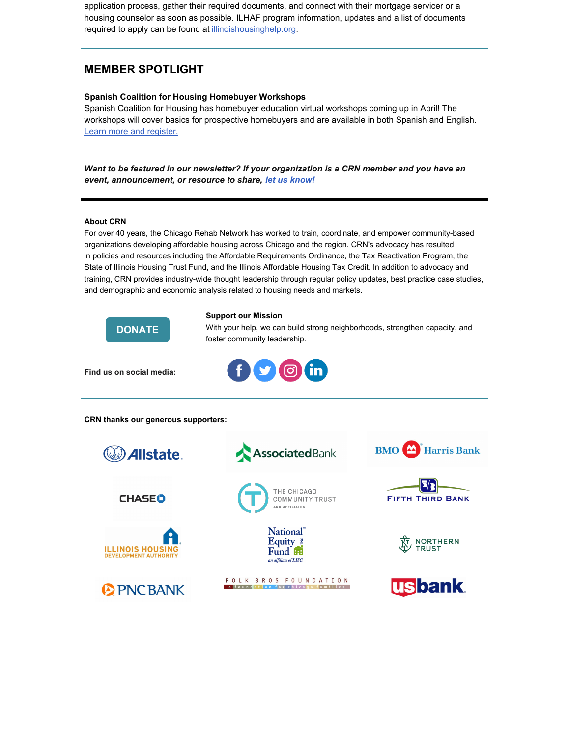application process, gather their required documents, and connect with their mortgage servicer or a housing counselor as soon as possible. ILHAF program information, updates and a list of documents required to apply can be found at illinoishousinghelp.org.

## MEMBER SPOTLIGHT

**Spanish Coalition for Housing Homebuyer Workshops**

Spanish Coalition for Housing has homebuyer education virtual workshops coming up in April! The workshops will cover basics for prospective homebuyers and are available in both Spanish and English. Learn more and register.

***Want to be featured in our newsletter? If your organization is a CRN member and you have an event, announcement, or resource to share, let us know!***

---

**About CRN**

For over 40 years, the Chicago Rehab Network has worked to train, coordinate, and empower community-based organizations developing affordable housing across Chicago and the region. CRN's advocacy has resulted in policies and resources including the Affordable Requirements Ordinance, the Tax Reactivation Program, the State of Illinois Housing Trust Fund, and the Illinois Affordable Housing Tax Credit. In addition to advocacy and training, CRN provides industry-wide thought leadership through regular policy updates, best practice case studies, and demographic and economic analysis related to housing needs and markets.

DONATE

**Support our Mission**

With your help, we can build strong neighborhoods, strengthen capacity, and foster community leadership.

**Find us on social media:**

---

**CRN thanks our generous supporters:**

Allstate

Associated Bank

BMO Harris Bank

CHASE

The Chicago Community Trust and Affiliates

Fifth Third Bank

Illinois Housing Development Authority

National Equity Fund Inc. an affiliate of LISC

Northern Trust

PNC Bank

Polk Bros Foundation a foundation for chicago families

us bank